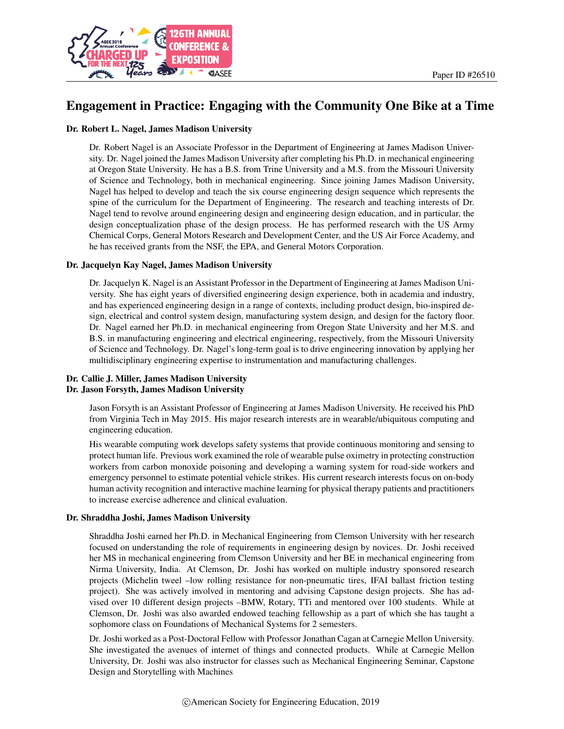Paper ID #26510

# Engagement in Practice: Engaging with the Community One Bike at a Time

**Dr. Robert L. Nagel, James Madison University**

Dr. Robert Nagel is an Associate Professor in the Department of Engineering at James Madison University. Dr. Nagel joined the James Madison University after completing his Ph.D. in mechanical engineering at Oregon State University. He has a B.S. from Trine University and a M.S. from the Missouri University of Science and Technology, both in mechanical engineering. Since joining James Madison University, Nagel has helped to develop and teach the six course engineering design sequence which represents the spine of the curriculum for the Department of Engineering. The research and teaching interests of Dr. Nagel tend to revolve around engineering design and engineering design education, and in particular, the design conceptualization phase of the design process. He has performed research with the US Army Chemical Corps, General Motors Research and Development Center, and the US Air Force Academy, and he has received grants from the NSF, the EPA, and General Motors Corporation.

**Dr. Jacquelyn Kay Nagel, James Madison University**

Dr. Jacquelyn K. Nagel is an Assistant Professor in the Department of Engineering at James Madison University. She has eight years of diversified engineering design experience, both in academia and industry, and has experienced engineering design in a range of contexts, including product design, bio-inspired design, electrical and control system design, manufacturing system design, and design for the factory floor. Dr. Nagel earned her Ph.D. in mechanical engineering from Oregon State University and her M.S. and B.S. in manufacturing engineering and electrical engineering, respectively, from the Missouri University of Science and Technology. Dr. Nagel's long-term goal is to drive engineering innovation by applying her multidisciplinary engineering expertise to instrumentation and manufacturing challenges.

**Dr. Callie J. Miller, James Madison University**
**Dr. Jason Forsyth, James Madison University**

Jason Forsyth is an Assistant Professor of Engineering at James Madison University. He received his PhD from Virginia Tech in May 2015. His major research interests are in wearable/ubiquitous computing and engineering education.

His wearable computing work develops safety systems that provide continuous monitoring and sensing to protect human life. Previous work examined the role of wearable pulse oximetry in protecting construction workers from carbon monoxide poisoning and developing a warning system for road-side workers and emergency personnel to estimate potential vehicle strikes. His current research interests focus on on-body human activity recognition and interactive machine learning for physical therapy patients and practitioners to increase exercise adherence and clinical evaluation.

**Dr. Shraddha Joshi, James Madison University**

Shraddha Joshi earned her Ph.D. in Mechanical Engineering from Clemson University with her research focused on understanding the role of requirements in engineering design by novices. Dr. Joshi received her MS in mechanical engineering from Clemson University and her BE in mechanical engineering from Nirma University, India. At Clemson, Dr. Joshi has worked on multiple industry sponsored research projects (Michelin tweel –low rolling resistance for non-pneumatic tires, IFAI ballast friction testing project). She was actively involved in mentoring and advising Capstone design projects. She has advised over 10 different design projects –BMW, Rotary, TTi and mentored over 100 students. While at Clemson, Dr. Joshi was also awarded endowed teaching fellowship as a part of which she has taught a sophomore class on Foundations of Mechanical Systems for 2 semesters.

Dr. Joshi worked as a Post-Doctoral Fellow with Professor Jonathan Cagan at Carnegie Mellon University. She investigated the avenues of internet of things and connected products. While at Carnegie Mellon University, Dr. Joshi was also instructor for classes such as Mechanical Engineering Seminar, Capstone Design and Storytelling with Machines

©American Society for Engineering Education, 2019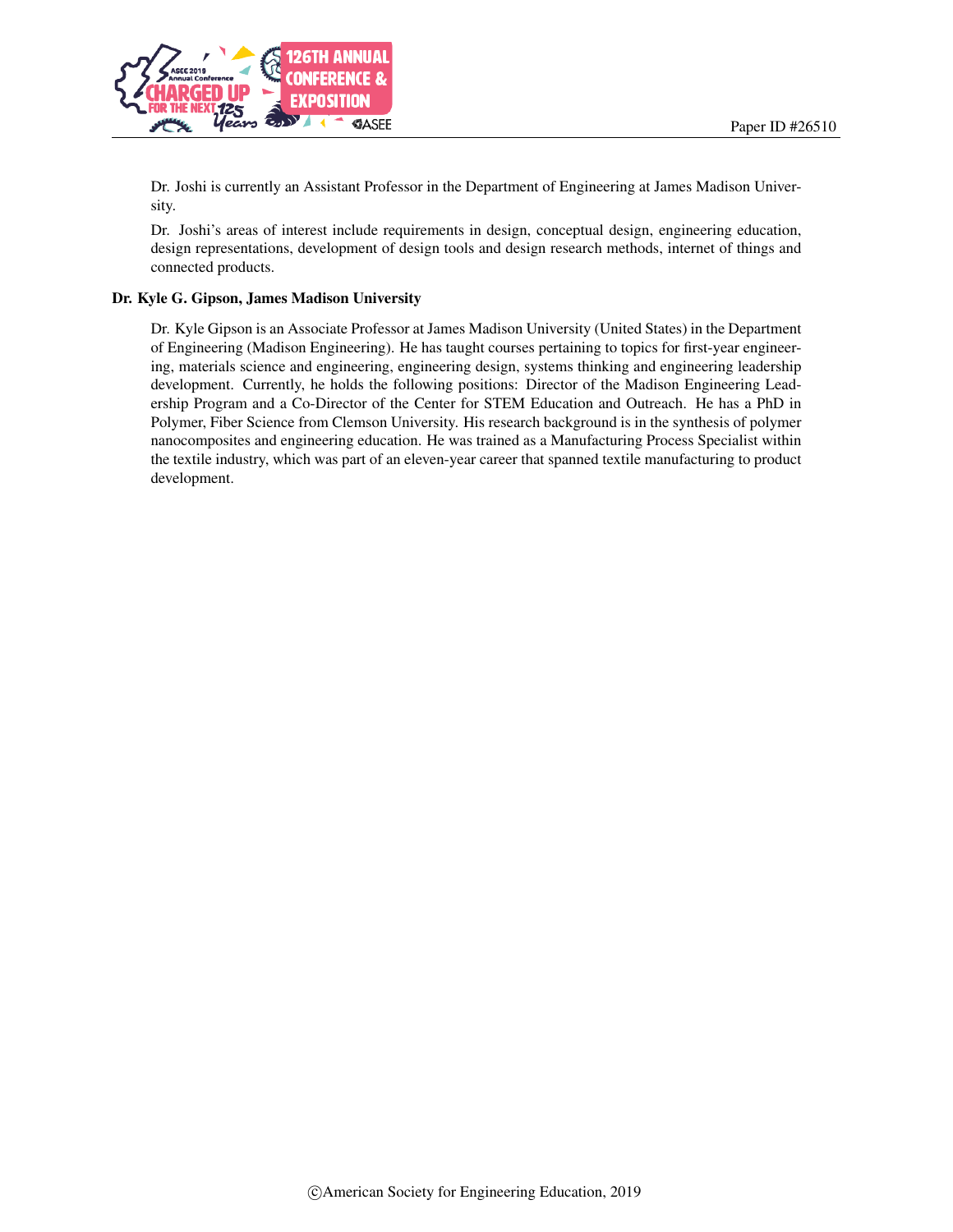Dr. Joshi is currently an Assistant Professor in the Department of Engineering at James Madison University.

Dr. Joshi's areas of interest include requirements in design, conceptual design, engineering education, design representations, development of design tools and design research methods, internet of things and connected products.

**Dr. Kyle G. Gipson, James Madison University**

Dr. Kyle Gipson is an Associate Professor at James Madison University (United States) in the Department of Engineering (Madison Engineering). He has taught courses pertaining to topics for first-year engineering, materials science and engineering, engineering design, systems thinking and engineering leadership development. Currently, he holds the following positions: Director of the Madison Engineering Leadership Program and a Co-Director of the Center for STEM Education and Outreach. He has a PhD in Polymer, Fiber Science from Clemson University. His research background is in the synthesis of polymer nanocomposites and engineering education. He was trained as a Manufacturing Process Specialist within the textile industry, which was part of an eleven-year career that spanned textile manufacturing to product development.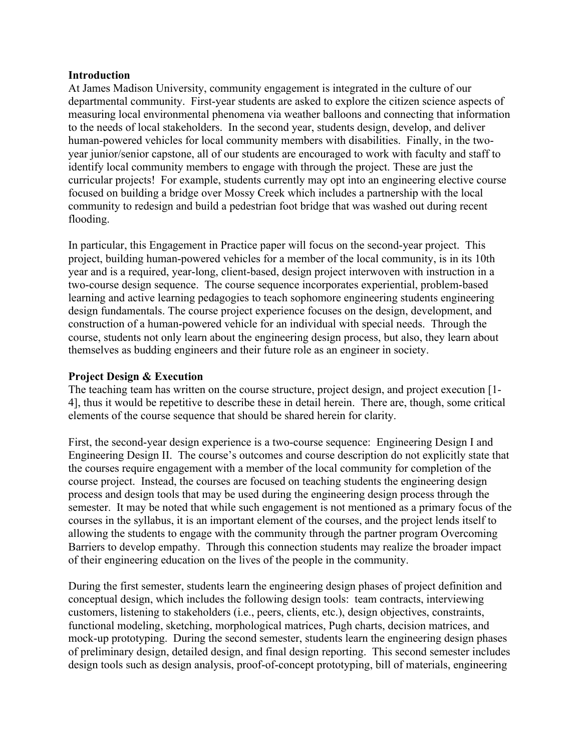## Introduction

At James Madison University, community engagement is integrated in the culture of our departmental community. First-year students are asked to explore the citizen science aspects of measuring local environmental phenomena via weather balloons and connecting that information to the needs of local stakeholders. In the second year, students design, develop, and deliver human-powered vehicles for local community members with disabilities. Finally, in the two-year junior/senior capstone, all of our students are encouraged to work with faculty and staff to identify local community members to engage with through the project. These are just the curricular projects! For example, students currently may opt into an engineering elective course focused on building a bridge over Mossy Creek which includes a partnership with the local community to redesign and build a pedestrian foot bridge that was washed out during recent flooding.

In particular, this Engagement in Practice paper will focus on the second-year project. This project, building human-powered vehicles for a member of the local community, is in its 10th year and is a required, year-long, client-based, design project interwoven with instruction in a two-course design sequence. The course sequence incorporates experiential, problem-based learning and active learning pedagogies to teach sophomore engineering students engineering design fundamentals. The course project experience focuses on the design, development, and construction of a human-powered vehicle for an individual with special needs. Through the course, students not only learn about the engineering design process, but also, they learn about themselves as budding engineers and their future role as an engineer in society.

## Project Design & Execution

The teaching team has written on the course structure, project design, and project execution [1-4], thus it would be repetitive to describe these in detail herein. There are, though, some critical elements of the course sequence that should be shared herein for clarity.

First, the second-year design experience is a two-course sequence: Engineering Design I and Engineering Design II. The course's outcomes and course description do not explicitly state that the courses require engagement with a member of the local community for completion of the course project. Instead, the courses are focused on teaching students the engineering design process and design tools that may be used during the engineering design process through the semester. It may be noted that while such engagement is not mentioned as a primary focus of the courses in the syllabus, it is an important element of the courses, and the project lends itself to allowing the students to engage with the community through the partner program Overcoming Barriers to develop empathy. Through this connection students may realize the broader impact of their engineering education on the lives of the people in the community.

During the first semester, students learn the engineering design phases of project definition and conceptual design, which includes the following design tools: team contracts, interviewing customers, listening to stakeholders (i.e., peers, clients, etc.), design objectives, constraints, functional modeling, sketching, morphological matrices, Pugh charts, decision matrices, and mock-up prototyping. During the second semester, students learn the engineering design phases of preliminary design, detailed design, and final design reporting. This second semester includes design tools such as design analysis, proof-of-concept prototyping, bill of materials, engineering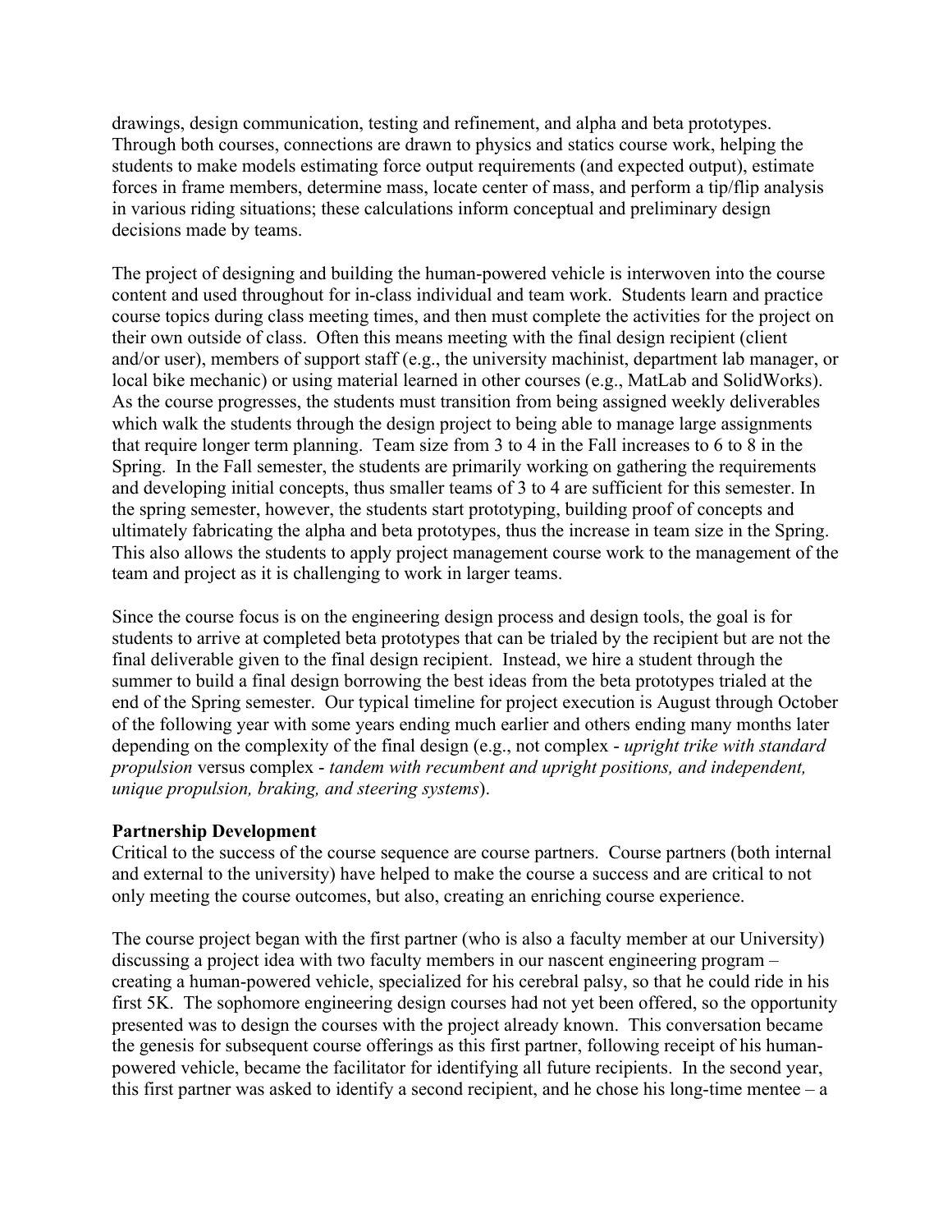drawings, design communication, testing and refinement, and alpha and beta prototypes. Through both courses, connections are drawn to physics and statics course work, helping the students to make models estimating force output requirements (and expected output), estimate forces in frame members, determine mass, locate center of mass, and perform a tip/flip analysis in various riding situations; these calculations inform conceptual and preliminary design decisions made by teams.

The project of designing and building the human-powered vehicle is interwoven into the course content and used throughout for in-class individual and team work. Students learn and practice course topics during class meeting times, and then must complete the activities for the project on their own outside of class. Often this means meeting with the final design recipient (client and/or user), members of support staff (e.g., the university machinist, department lab manager, or local bike mechanic) or using material learned in other courses (e.g., MatLab and SolidWorks). As the course progresses, the students must transition from being assigned weekly deliverables which walk the students through the design project to being able to manage large assignments that require longer term planning. Team size from 3 to 4 in the Fall increases to 6 to 8 in the Spring. In the Fall semester, the students are primarily working on gathering the requirements and developing initial concepts, thus smaller teams of 3 to 4 are sufficient for this semester. In the spring semester, however, the students start prototyping, building proof of concepts and ultimately fabricating the alpha and beta prototypes, thus the increase in team size in the Spring. This also allows the students to apply project management course work to the management of the team and project as it is challenging to work in larger teams.

Since the course focus is on the engineering design process and design tools, the goal is for students to arrive at completed beta prototypes that can be trialed by the recipient but are not the final deliverable given to the final design recipient. Instead, we hire a student through the summer to build a final design borrowing the best ideas from the beta prototypes trialed at the end of the Spring semester. Our typical timeline for project execution is August through October of the following year with some years ending much earlier and others ending many months later depending on the complexity of the final design (e.g., not complex - *upright trike with standard propulsion* versus complex - *tandem with recumbent and upright positions, and independent, unique propulsion, braking, and steering systems*).

**Partnership Development**

Critical to the success of the course sequence are course partners. Course partners (both internal and external to the university) have helped to make the course a success and are critical to not only meeting the course outcomes, but also, creating an enriching course experience.

The course project began with the first partner (who is also a faculty member at our University) discussing a project idea with two faculty members in our nascent engineering program – creating a human-powered vehicle, specialized for his cerebral palsy, so that he could ride in his first 5K. The sophomore engineering design courses had not yet been offered, so the opportunity presented was to design the courses with the project already known. This conversation became the genesis for subsequent course offerings as this first partner, following receipt of his human-powered vehicle, became the facilitator for identifying all future recipients. In the second year, this first partner was asked to identify a second recipient, and he chose his long-time mentee – a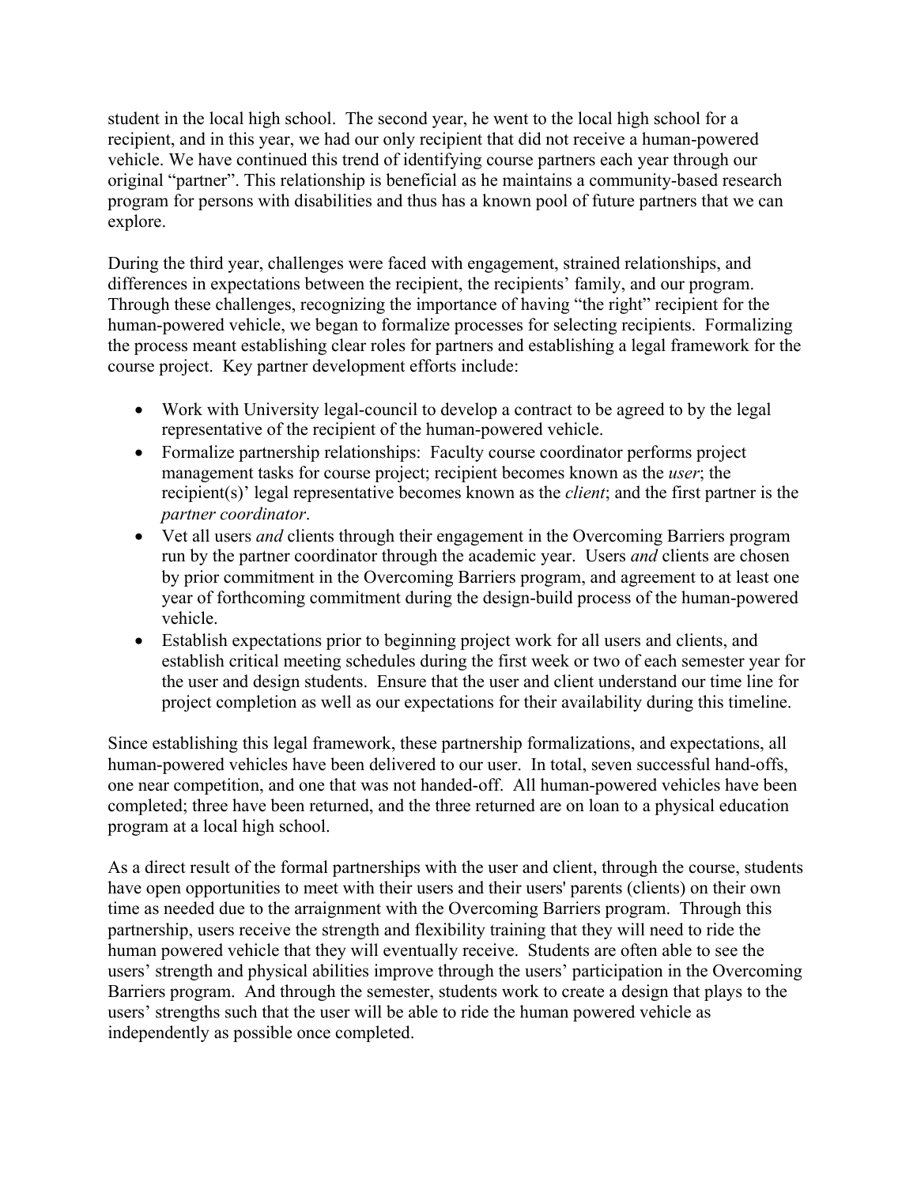student in the local high school. The second year, he went to the local high school for a recipient, and in this year, we had our only recipient that did not receive a human-powered vehicle. We have continued this trend of identifying course partners each year through our original "partner". This relationship is beneficial as he maintains a community-based research program for persons with disabilities and thus has a known pool of future partners that we can explore.

During the third year, challenges were faced with engagement, strained relationships, and differences in expectations between the recipient, the recipients' family, and our program. Through these challenges, recognizing the importance of having "the right" recipient for the human-powered vehicle, we began to formalize processes for selecting recipients. Formalizing the process meant establishing clear roles for partners and establishing a legal framework for the course project. Key partner development efforts include:

- Work with University legal-council to develop a contract to be agreed to by the legal representative of the recipient of the human-powered vehicle.
- Formalize partnership relationships: Faculty course coordinator performs project management tasks for course project; recipient becomes known as the *user*; the recipient(s)' legal representative becomes known as the *client*; and the first partner is the *partner coordinator*.
- Vet all users *and* clients through their engagement in the Overcoming Barriers program run by the partner coordinator through the academic year. Users *and* clients are chosen by prior commitment in the Overcoming Barriers program, and agreement to at least one year of forthcoming commitment during the design-build process of the human-powered vehicle.
- Establish expectations prior to beginning project work for all users and clients, and establish critical meeting schedules during the first week or two of each semester year for the user and design students. Ensure that the user and client understand our time line for project completion as well as our expectations for their availability during this timeline.

Since establishing this legal framework, these partnership formalizations, and expectations, all human-powered vehicles have been delivered to our user. In total, seven successful hand-offs, one near competition, and one that was not handed-off. All human-powered vehicles have been completed; three have been returned, and the three returned are on loan to a physical education program at a local high school.

As a direct result of the formal partnerships with the user and client, through the course, students have open opportunities to meet with their users and their users' parents (clients) on their own time as needed due to the arraignment with the Overcoming Barriers program. Through this partnership, users receive the strength and flexibility training that they will need to ride the human powered vehicle that they will eventually receive. Students are often able to see the users' strength and physical abilities improve through the users' participation in the Overcoming Barriers program. And through the semester, students work to create a design that plays to the users' strengths such that the user will be able to ride the human powered vehicle as independently as possible once completed.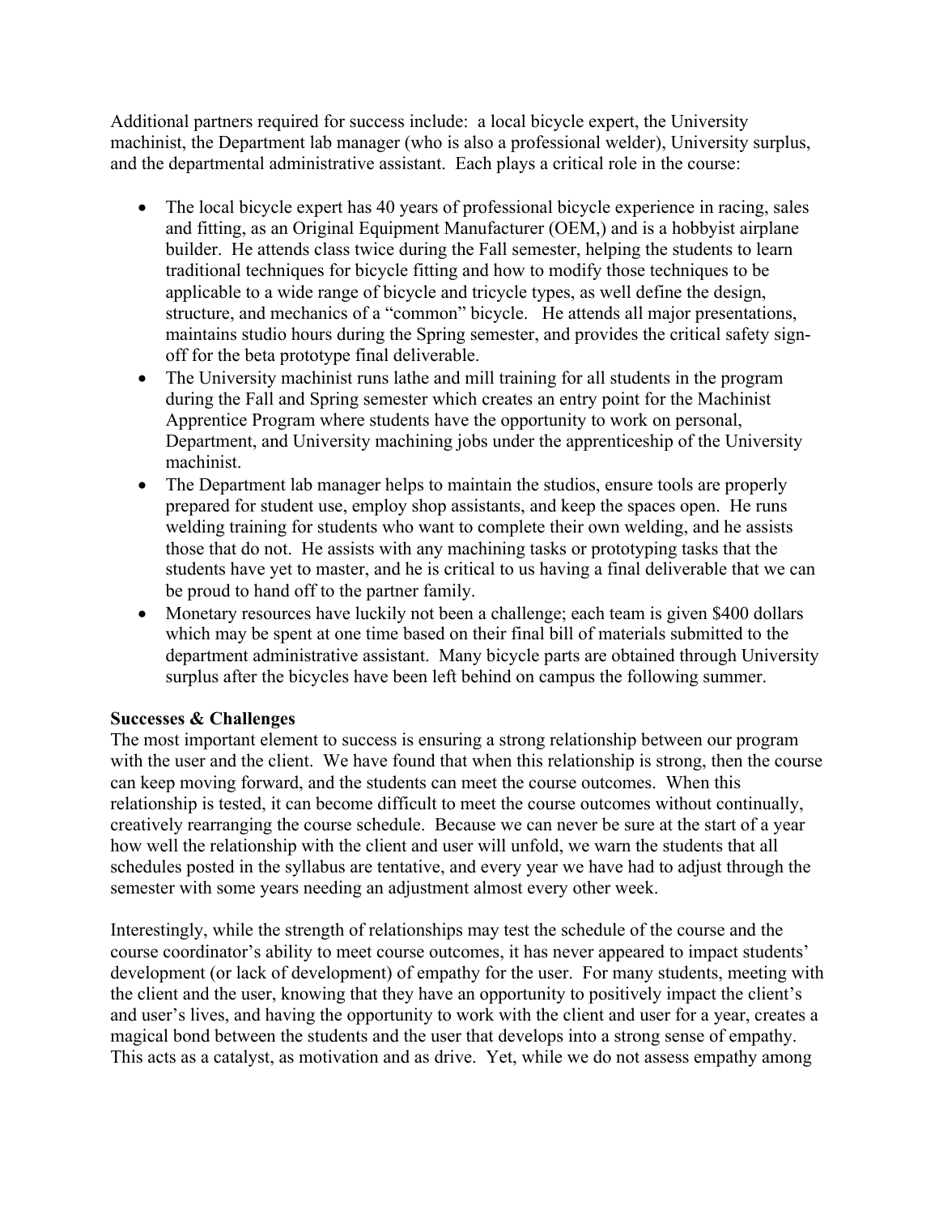Additional partners required for success include: a local bicycle expert, the University machinist, the Department lab manager (who is also a professional welder), University surplus, and the departmental administrative assistant. Each plays a critical role in the course:

- The local bicycle expert has 40 years of professional bicycle experience in racing, sales and fitting, as an Original Equipment Manufacturer (OEM,) and is a hobbyist airplane builder. He attends class twice during the Fall semester, helping the students to learn traditional techniques for bicycle fitting and how to modify those techniques to be applicable to a wide range of bicycle and tricycle types, as well define the design, structure, and mechanics of a "common" bicycle. He attends all major presentations, maintains studio hours during the Spring semester, and provides the critical safety sign-off for the beta prototype final deliverable.
- The University machinist runs lathe and mill training for all students in the program during the Fall and Spring semester which creates an entry point for the Machinist Apprentice Program where students have the opportunity to work on personal, Department, and University machining jobs under the apprenticeship of the University machinist.
- The Department lab manager helps to maintain the studios, ensure tools are properly prepared for student use, employ shop assistants, and keep the spaces open. He runs welding training for students who want to complete their own welding, and he assists those that do not. He assists with any machining tasks or prototyping tasks that the students have yet to master, and he is critical to us having a final deliverable that we can be proud to hand off to the partner family.
- Monetary resources have luckily not been a challenge; each team is given $400 dollars which may be spent at one time based on their final bill of materials submitted to the department administrative assistant. Many bicycle parts are obtained through University surplus after the bicycles have been left behind on campus the following summer.

**Successes & Challenges**

The most important element to success is ensuring a strong relationship between our program with the user and the client. We have found that when this relationship is strong, then the course can keep moving forward, and the students can meet the course outcomes. When this relationship is tested, it can become difficult to meet the course outcomes without continually, creatively rearranging the course schedule. Because we can never be sure at the start of a year how well the relationship with the client and user will unfold, we warn the students that all schedules posted in the syllabus are tentative, and every year we have had to adjust through the semester with some years needing an adjustment almost every other week.

Interestingly, while the strength of relationships may test the schedule of the course and the course coordinator's ability to meet course outcomes, it has never appeared to impact students' development (or lack of development) of empathy for the user. For many students, meeting with the client and the user, knowing that they have an opportunity to positively impact the client's and user's lives, and having the opportunity to work with the client and user for a year, creates a magical bond between the students and the user that develops into a strong sense of empathy. This acts as a catalyst, as motivation and as drive. Yet, while we do not assess empathy among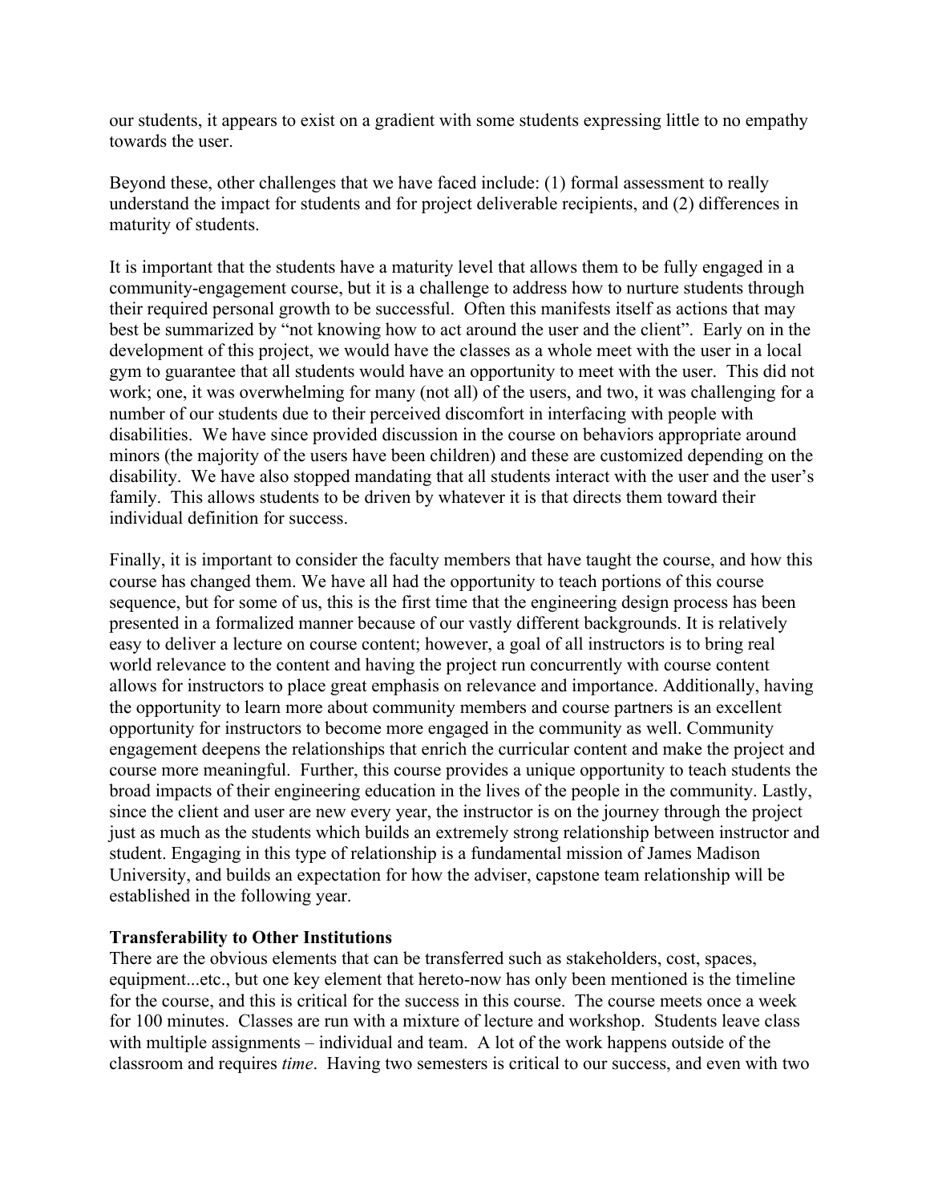our students, it appears to exist on a gradient with some students expressing little to no empathy towards the user.

Beyond these, other challenges that we have faced include: (1) formal assessment to really understand the impact for students and for project deliverable recipients, and (2) differences in maturity of students.

It is important that the students have a maturity level that allows them to be fully engaged in a community-engagement course, but it is a challenge to address how to nurture students through their required personal growth to be successful. Often this manifests itself as actions that may best be summarized by "not knowing how to act around the user and the client". Early on in the development of this project, we would have the classes as a whole meet with the user in a local gym to guarantee that all students would have an opportunity to meet with the user. This did not work; one, it was overwhelming for many (not all) of the users, and two, it was challenging for a number of our students due to their perceived discomfort in interfacing with people with disabilities. We have since provided discussion in the course on behaviors appropriate around minors (the majority of the users have been children) and these are customized depending on the disability. We have also stopped mandating that all students interact with the user and the user's family. This allows students to be driven by whatever it is that directs them toward their individual definition for success.

Finally, it is important to consider the faculty members that have taught the course, and how this course has changed them. We have all had the opportunity to teach portions of this course sequence, but for some of us, this is the first time that the engineering design process has been presented in a formalized manner because of our vastly different backgrounds. It is relatively easy to deliver a lecture on course content; however, a goal of all instructors is to bring real world relevance to the content and having the project run concurrently with course content allows for instructors to place great emphasis on relevance and importance. Additionally, having the opportunity to learn more about community members and course partners is an excellent opportunity for instructors to become more engaged in the community as well. Community engagement deepens the relationships that enrich the curricular content and make the project and course more meaningful. Further, this course provides a unique opportunity to teach students the broad impacts of their engineering education in the lives of the people in the community. Lastly, since the client and user are new every year, the instructor is on the journey through the project just as much as the students which builds an extremely strong relationship between instructor and student. Engaging in this type of relationship is a fundamental mission of James Madison University, and builds an expectation for how the adviser, capstone team relationship will be established in the following year.

**Transferability to Other Institutions**

There are the obvious elements that can be transferred such as stakeholders, cost, spaces, equipment...etc., but one key element that hereto-now has only been mentioned is the timeline for the course, and this is critical for the success in this course. The course meets once a week for 100 minutes. Classes are run with a mixture of lecture and workshop. Students leave class with multiple assignments – individual and team. A lot of the work happens outside of the classroom and requires *time*. Having two semesters is critical to our success, and even with two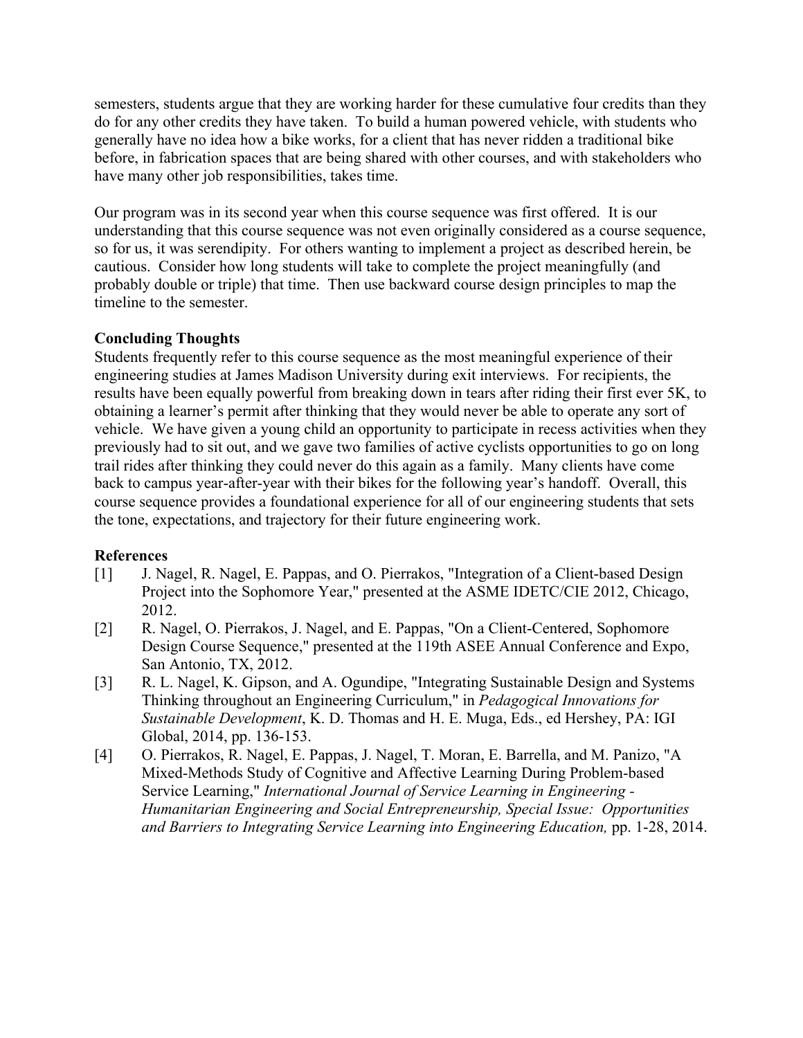semesters, students argue that they are working harder for these cumulative four credits than they do for any other credits they have taken. To build a human powered vehicle, with students who generally have no idea how a bike works, for a client that has never ridden a traditional bike before, in fabrication spaces that are being shared with other courses, and with stakeholders who have many other job responsibilities, takes time.

Our program was in its second year when this course sequence was first offered. It is our understanding that this course sequence was not even originally considered as a course sequence, so for us, it was serendipity. For others wanting to implement a project as described herein, be cautious. Consider how long students will take to complete the project meaningfully (and probably double or triple) that time. Then use backward course design principles to map the timeline to the semester.

**Concluding Thoughts**

Students frequently refer to this course sequence as the most meaningful experience of their engineering studies at James Madison University during exit interviews. For recipients, the results have been equally powerful from breaking down in tears after riding their first ever 5K, to obtaining a learner's permit after thinking that they would never be able to operate any sort of vehicle. We have given a young child an opportunity to participate in recess activities when they previously had to sit out, and we gave two families of active cyclists opportunities to go on long trail rides after thinking they could never do this again as a family. Many clients have come back to campus year-after-year with their bikes for the following year's handoff. Overall, this course sequence provides a foundational experience for all of our engineering students that sets the tone, expectations, and trajectory for their future engineering work.

**References**

[1] J. Nagel, R. Nagel, E. Pappas, and O. Pierrakos, "Integration of a Client-based Design Project into the Sophomore Year," presented at the ASME IDETC/CIE 2012, Chicago, 2012.

[2] R. Nagel, O. Pierrakos, J. Nagel, and E. Pappas, "On a Client-Centered, Sophomore Design Course Sequence," presented at the 119th ASEE Annual Conference and Expo, San Antonio, TX, 2012.

[3] R. L. Nagel, K. Gipson, and A. Ogundipe, "Integrating Sustainable Design and Systems Thinking throughout an Engineering Curriculum," in *Pedagogical Innovations for Sustainable Development*, K. D. Thomas and H. E. Muga, Eds., ed Hershey, PA: IGI Global, 2014, pp. 136-153.

[4] O. Pierrakos, R. Nagel, E. Pappas, J. Nagel, T. Moran, E. Barrella, and M. Panizo, "A Mixed-Methods Study of Cognitive and Affective Learning During Problem-based Service Learning," *International Journal of Service Learning in Engineering - Humanitarian Engineering and Social Entrepreneurship, Special Issue: Opportunities and Barriers to Integrating Service Learning into Engineering Education,* pp. 1-28, 2014.